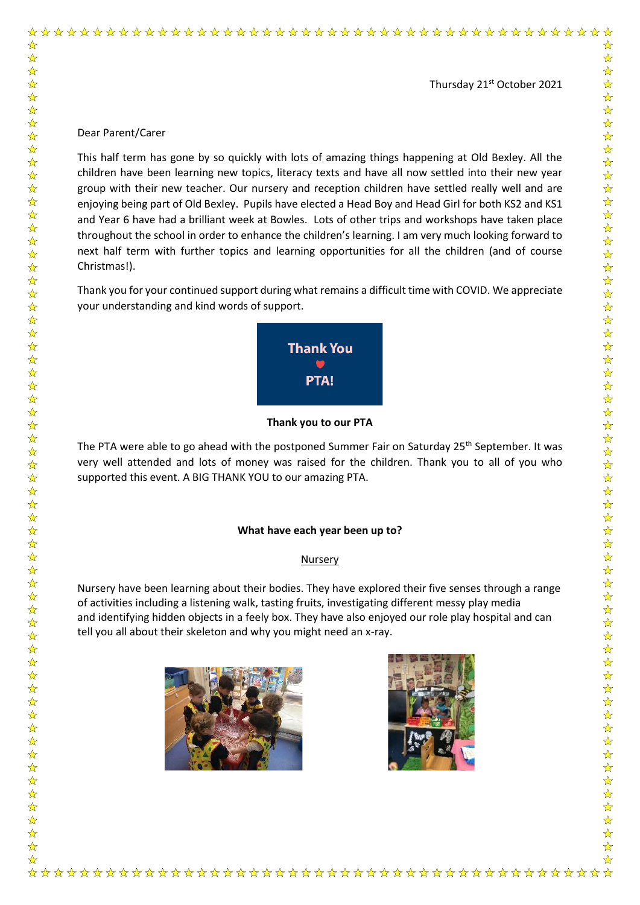Thursday 21st October 2021

Dear Parent/Carer

This half term has gone by so quickly with lots of amazing things happening at Old Bexley. All the children have been learning new topics, literacy texts and have all now settled into their new year group with their new teacher. Our nursery and reception children have settled really well and are enjoying being part of Old Bexley. Pupils have elected a Head Boy and Head Girl for both KS2 and KS1 and Year 6 have had a brilliant week at Bowles. Lots of other trips and workshops have taken place throughout the school in order to enhance the children's learning. I am very much looking forward to next half term with further topics and learning opportunities for all the children (and of course Christmas!).

Thank you for your continued support during what remains a difficult time with COVID. We appreciate your understanding and kind words of support.

**Thank You ♥ PTA!**

**Thank you to our PTA**

The PTA were able to go ahead with the postponed Summer Fair on Saturday 25th September. It was very well attended and lots of money was raised for the children. Thank you to all of you who supported this event. A BIG THANK YOU to our amazing PTA.

**What have each year been up to?**

Nursery

Nursery have been learning about their bodies. They have explored their five senses through a range of activities including a listening walk, tasting fruits, investigating different messy play media and identifying hidden objects in a feely box. They have also enjoyed our role play hospital and can tell you all about their skeleton and why you might need an x-ray.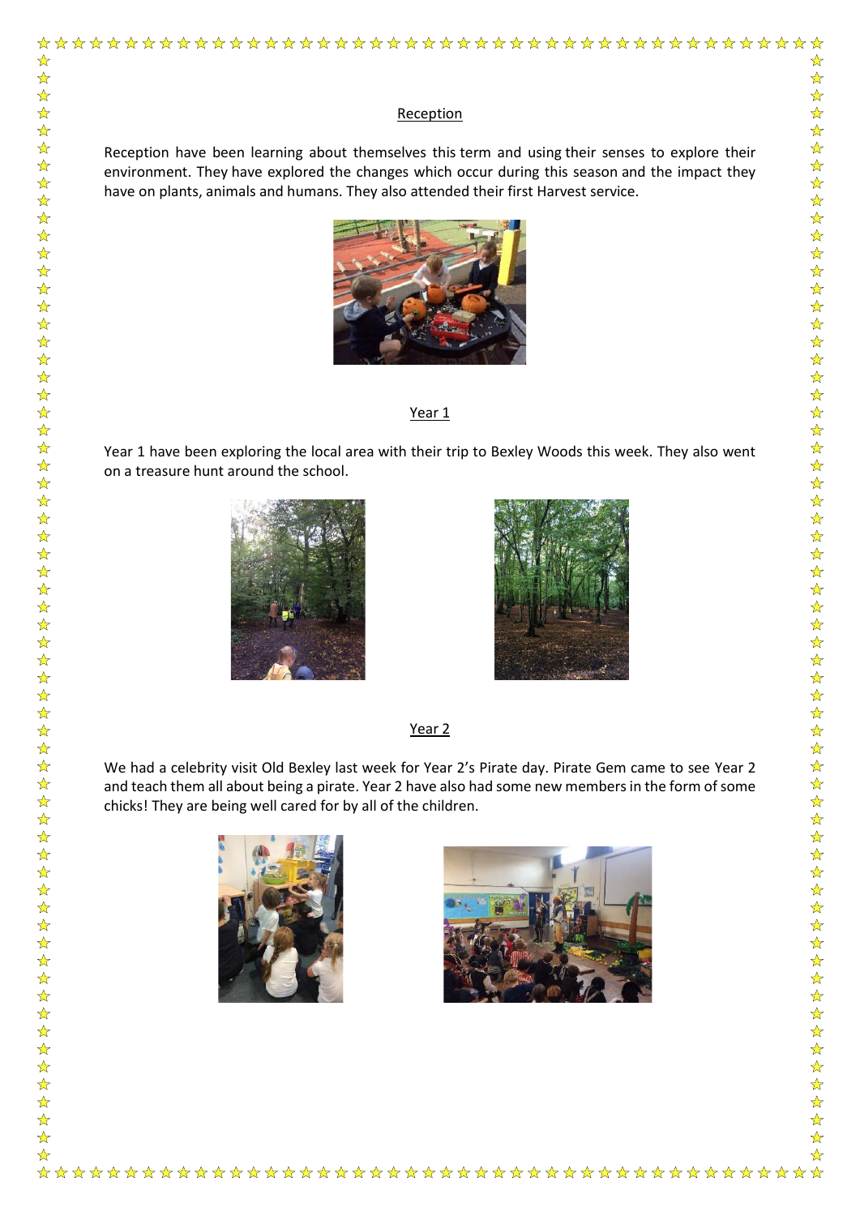## Reception

Reception have been learning about themselves this term and using their senses to explore their environment. They have explored the changes which occur during this season and the impact they have on plants, animals and humans. They also attended their first Harvest service.

## Year 1

Year 1 have been exploring the local area with their trip to Bexley Woods this week. They also went on a treasure hunt around the school.

## Year 2

We had a celebrity visit Old Bexley last week for Year 2's Pirate day. Pirate Gem came to see Year 2 and teach them all about being a pirate. Year 2 have also had some new members in the form of some chicks! They are being well cared for by all of the children.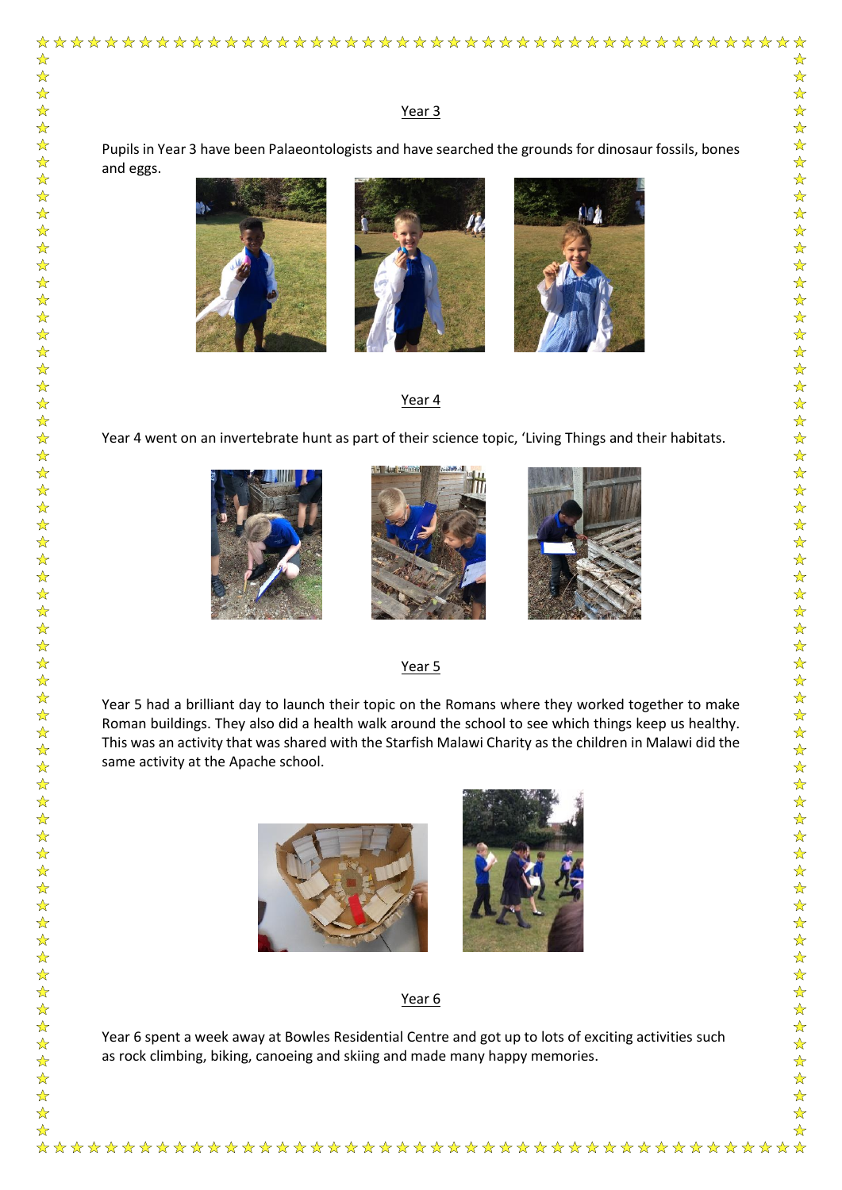## Year 3

Pupils in Year 3 have been Palaeontologists and have searched the grounds for dinosaur fossils, bones and eggs.

## Year 4

Year 4 went on an invertebrate hunt as part of their science topic, 'Living Things and their habitats.

## Year 5

Year 5 had a brilliant day to launch their topic on the Romans where they worked together to make Roman buildings. They also did a health walk around the school to see which things keep us healthy. This was an activity that was shared with the Starfish Malawi Charity as the children in Malawi did the same activity at the Apache school.

## Year 6

Year 6 spent a week away at Bowles Residential Centre and got up to lots of exciting activities such as rock climbing, biking, canoeing and skiing and made many happy memories.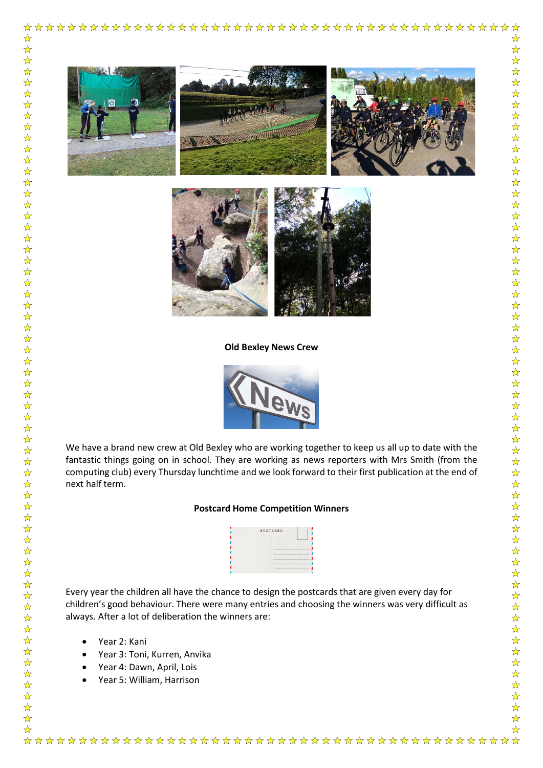**Old Bexley News Crew**

We have a brand new crew at Old Bexley who are working together to keep us all up to date with the fantastic things going on in school. They are working as news reporters with Mrs Smith (from the computing club) every Thursday lunchtime and we look forward to their first publication at the end of next half term.

**Postcard Home Competition Winners**

Every year the children all have the chance to design the postcards that are given every day for children's good behaviour. There were many entries and choosing the winners was very difficult as always. After a lot of deliberation the winners are:

- Year 2: Kani
- Year 3: Toni, Kurren, Anvika
- Year 4: Dawn, April, Lois
- Year 5: William, Harrison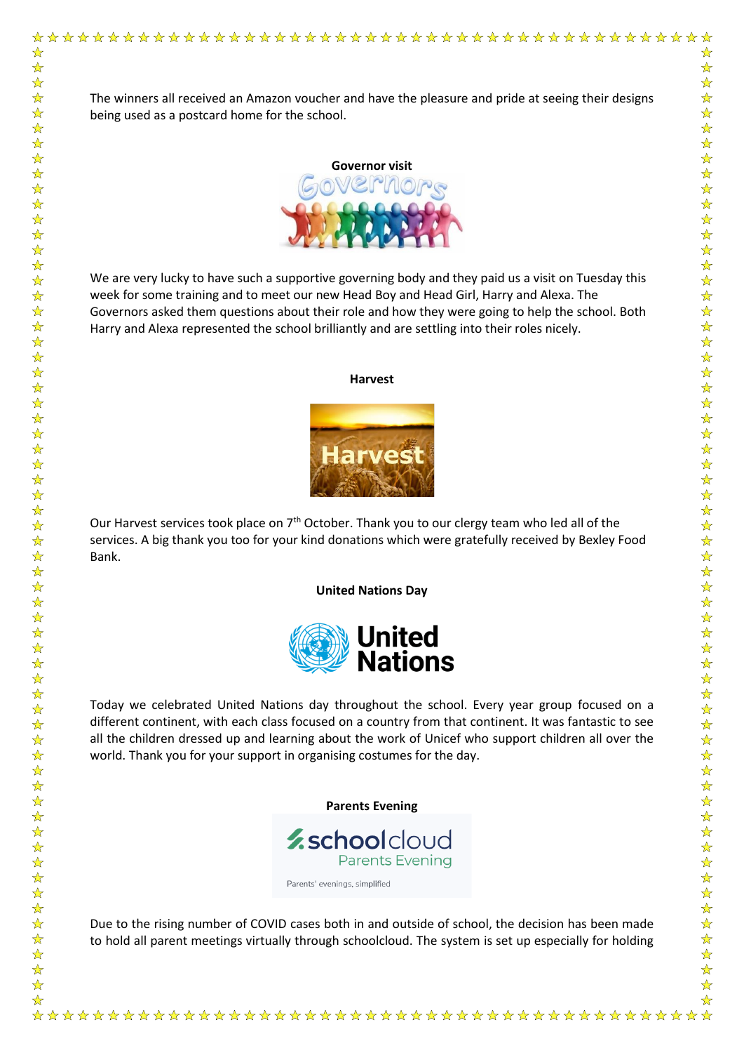The winners all received an Amazon voucher and have the pleasure and pride at seeing their designs being used as a postcard home for the school.

**Governor visit**

We are very lucky to have such a supportive governing body and they paid us a visit on Tuesday this week for some training and to meet our new Head Boy and Head Girl, Harry and Alexa. The Governors asked them questions about their role and how they were going to help the school. Both Harry and Alexa represented the school brilliantly and are settling into their roles nicely.

**Harvest**

Our Harvest services took place on 7th October. Thank you to our clergy team who led all of the services. A big thank you too for your kind donations which were gratefully received by Bexley Food Bank.

**United Nations Day**

Today we celebrated United Nations day throughout the school. Every year group focused on a different continent, with each class focused on a country from that continent. It was fantastic to see all the children dressed up and learning about the work of Unicef who support children all over the world. Thank you for your support in organising costumes for the day.

**Parents Evening**

Due to the rising number of COVID cases both in and outside of school, the decision has been made to hold all parent meetings virtually through schoolcloud. The system is set up especially for holding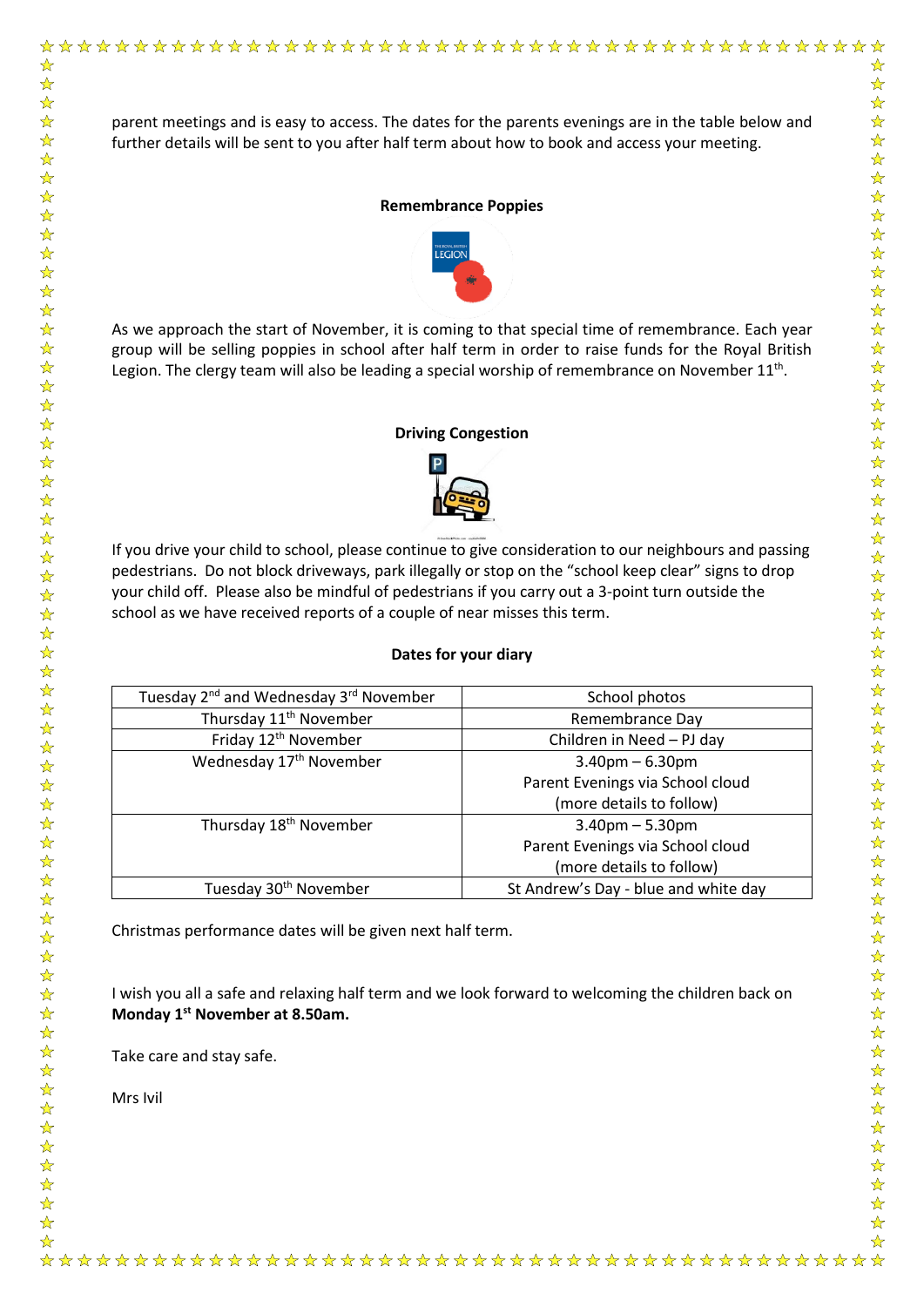parent meetings and is easy to access. The dates for the parents evenings are in the table below and further details will be sent to you after half term about how to book and access your meeting.

**Remembrance Poppies**

As we approach the start of November, it is coming to that special time of remembrance. Each year group will be selling poppies in school after half term in order to raise funds for the Royal British Legion. The clergy team will also be leading a special worship of remembrance on November 11th.

**Driving Congestion**

If you drive your child to school, please continue to give consideration to our neighbours and passing pedestrians. Do not block driveways, park illegally or stop on the "school keep clear" signs to drop your child off. Please also be mindful of pedestrians if you carry out a 3-point turn outside the school as we have received reports of a couple of near misses this term.

**Dates for your diary**

| | |
|---|---|
| Tuesday 2nd and Wednesday 3rd November | School photos |
| Thursday 11th November | Remembrance Day |
| Friday 12th November | Children in Need – PJ day |
| Wednesday 17th November | 3.40pm – 6.30pm<br>Parent Evenings via School cloud<br>(more details to follow) |
| Thursday 18th November | 3.40pm – 5.30pm<br>Parent Evenings via School cloud<br>(more details to follow) |
| Tuesday 30th November | St Andrew's Day - blue and white day |

Christmas performance dates will be given next half term.

I wish you all a safe and relaxing half term and we look forward to welcoming the children back on **Monday 1st November at 8.50am.**

Take care and stay safe.

Mrs Ivil